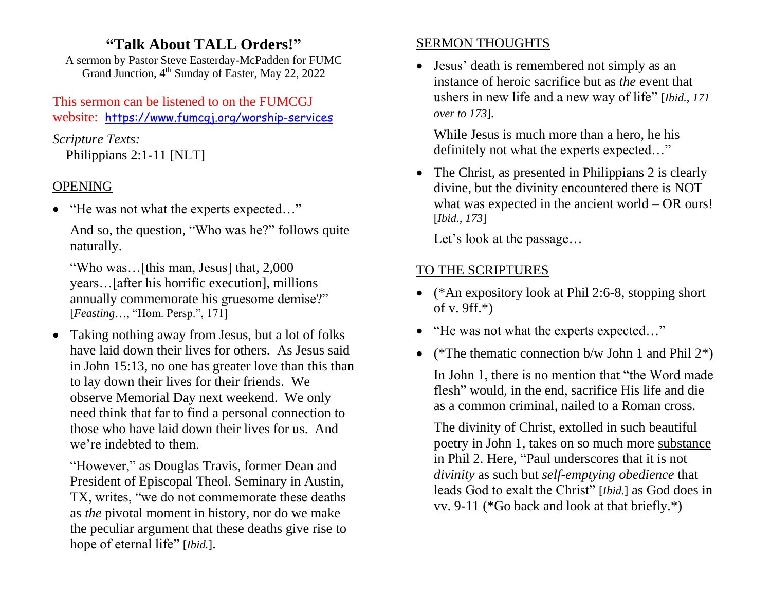# "Talk About TALL Orders!"

A sermon by Pastor Steve Easterday-McPadden for FUMC Grand Junction, 4th Sunday of Easter, May 22, 2022

This sermon can be listened to on the FUMCGJ website: https://www.fumcgj.org/worship-services

*Scripture Texts:*
Philippians 2:1-11 [NLT]

## OPENING

- "He was not what the experts expected…"

  And so, the question, "Who was he?" follows quite naturally.

  "Who was…[this man, Jesus] that, 2,000 years…[after his horrific execution], millions annually commemorate his gruesome demise?" [*Feasting*…, "Hom. Persp.", 171]

- Taking nothing away from Jesus, but a lot of folks have laid down their lives for others. As Jesus said in John 15:13, no one has greater love than this than to lay down their lives for their friends. We observe Memorial Day next weekend. We only need think that far to find a personal connection to those who have laid down their lives for us. And we're indebted to them.

  "However," as Douglas Travis, former Dean and President of Episcopal Theol. Seminary in Austin, TX, writes, "we do not commemorate these deaths as *the* pivotal moment in history, nor do we make the peculiar argument that these deaths give rise to hope of eternal life" [*Ibid.*].

## SERMON THOUGHTS

- Jesus' death is remembered not simply as an instance of heroic sacrifice but as *the* event that ushers in new life and a new way of life" [*Ibid., 171 over to 173*].

  While Jesus is much more than a hero, he his definitely not what the experts expected…"

- The Christ, as presented in Philippians 2 is clearly divine, but the divinity encountered there is NOT what was expected in the ancient world – OR ours! [*Ibid., 173*]

  Let's look at the passage…

## TO THE SCRIPTURES

- (*An expository look at Phil 2:6-8, stopping short of v. 9ff.*)
- "He was not what the experts expected…"
- (*The thematic connection b/w John 1 and Phil 2*)

  In John 1, there is no mention that "the Word made flesh" would, in the end, sacrifice His life and die as a common criminal, nailed to a Roman cross.

  The divinity of Christ, extolled in such beautiful poetry in John 1, takes on so much more substance in Phil 2. Here, "Paul underscores that it is not *divinity* as such but *self-emptying obedience* that leads God to exalt the Christ" [*Ibid.*] as God does in vv. 9-11 (*Go back and look at that briefly.*)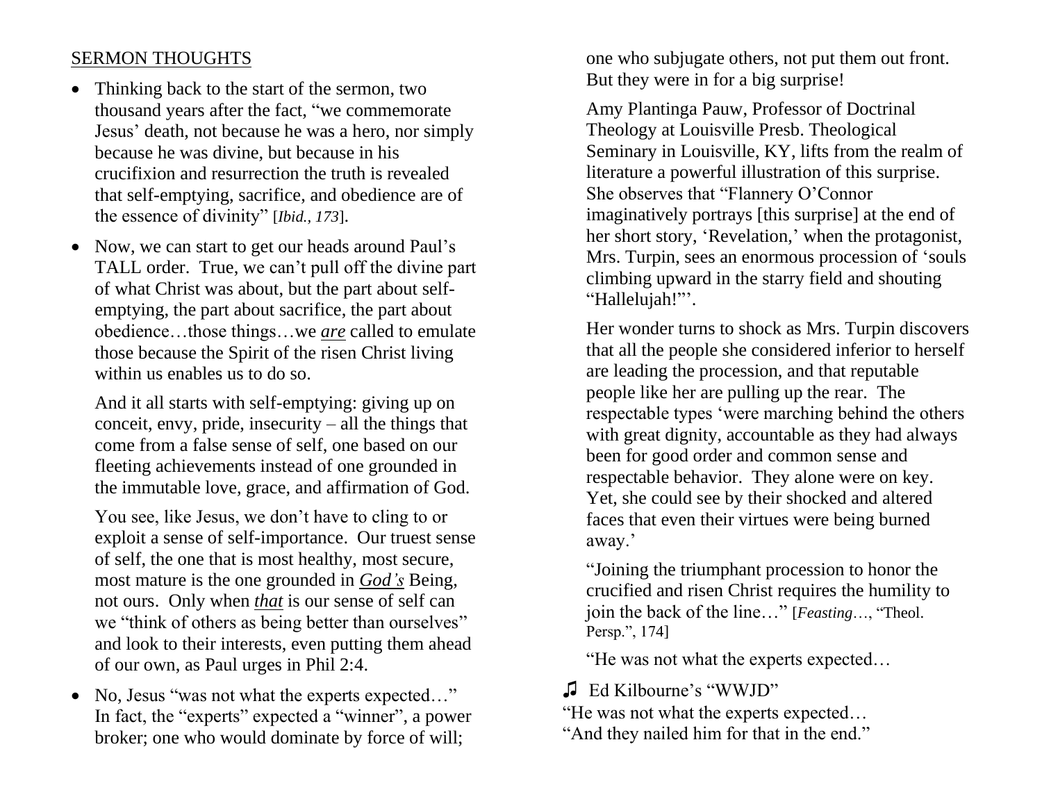SERMON THOUGHTS

- Thinking back to the start of the sermon, two thousand years after the fact, "we commemorate Jesus' death, not because he was a hero, nor simply because he was divine, but because in his crucifixion and resurrection the truth is revealed that self-emptying, sacrifice, and obedience are of the essence of divinity" [*Ibid., 173*].

- Now, we can start to get our heads around Paul's TALL order. True, we can't pull off the divine part of what Christ was about, but the part about self-emptying, the part about sacrifice, the part about obedience…those things…we ***are*** called to emulate those because the Spirit of the risen Christ living within us enables us to do so.

  And it all starts with self-emptying: giving up on conceit, envy, pride, insecurity – all the things that come from a false sense of self, one based on our fleeting achievements instead of one grounded in the immutable love, grace, and affirmation of God.

  You see, like Jesus, we don't have to cling to or exploit a sense of self-importance. Our truest sense of self, the one that is most healthy, most secure, most mature is the one grounded in ***God's*** Being, not ours. Only when ***that*** is our sense of self can we "think of others as being better than ourselves" and look to their interests, even putting them ahead of our own, as Paul urges in Phil 2:4.

- No, Jesus "was not what the experts expected…" In fact, the "experts" expected a "winner", a power broker; one who would dominate by force of will; one who subjugate others, not put them out front. But they were in for a big surprise!

  Amy Plantinga Pauw, Professor of Doctrinal Theology at Louisville Presb. Theological Seminary in Louisville, KY, lifts from the realm of literature a powerful illustration of this surprise. She observes that "Flannery O'Connor imaginatively portrays [this surprise] at the end of her short story, 'Revelation,' when the protagonist, Mrs. Turpin, sees an enormous procession of 'souls climbing upward in the starry field and shouting "Hallelujah!"'.

  Her wonder turns to shock as Mrs. Turpin discovers that all the people she considered inferior to herself are leading the procession, and that reputable people like her are pulling up the rear. The respectable types 'were marching behind the others with great dignity, accountable as they had always been for good order and common sense and respectable behavior. They alone were on key. Yet, she could see by their shocked and altered faces that even their virtues were being burned away.'

  "Joining the triumphant procession to honor the crucified and risen Christ requires the humility to join the back of the line…" [*Feasting*…, "Theol. Persp.", 174]

  "He was not what the experts expected…

♫ Ed Kilbourne's "WWJD"

"He was not what the experts expected…
"And they nailed him for that in the end."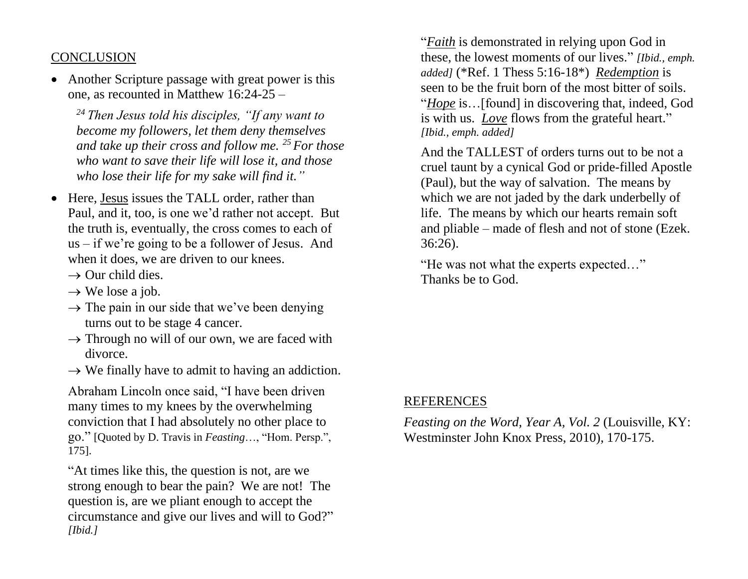## CONCLUSION

- Another Scripture passage with great power is this one, as recounted in Matthew 16:24-25 –

  *[24] Then Jesus told his disciples, "If any want to become my followers, let them deny themselves and take up their cross and follow me. [25] For those who want to save their life will lose it, and those who lose their life for my sake will find it."*

- Here, Jesus issues the TALL order, rather than Paul, and it, too, is one we'd rather not accept. But the truth is, eventually, the cross comes to each of us – if we're going to be a follower of Jesus. And when it does, we are driven to our knees.
  - → Our child dies.
  - → We lose a job.
  - → The pain in our side that we've been denying turns out to be stage 4 cancer.
  - → Through no will of our own, we are faced with divorce.
  - → We finally have to admit to having an addiction.

  Abraham Lincoln once said, "I have been driven many times to my knees by the overwhelming conviction that I had absolutely no other place to go." [Quoted by D. Travis in *Feasting*…, "Hom. Persp.", 175].

  "At times like this, the question is not, are we strong enough to bear the pain? We are not! The question is, are we pliant enough to accept the circumstance and give our lives and will to God?" *[Ibid.]*

  "***Faith*** is demonstrated in relying upon God in these, the lowest moments of our lives." *[Ibid., emph. added]* (*Ref. 1 Thess 5:16-18*) ***Redemption*** is seen to be the fruit born of the most bitter of soils. "***Hope*** is…[found] in discovering that, indeed, God is with us. ***Love*** flows from the grateful heart." *[Ibid., emph. added]*

  And the TALLEST of orders turns out to be not a cruel taunt by a cynical God or pride-filled Apostle (Paul), but the way of salvation. The means by which we are not jaded by the dark underbelly of life. The means by which our hearts remain soft and pliable – made of flesh and not of stone (Ezek. 36:26).

  "He was not what the experts expected…"
  Thanks be to God.

## REFERENCES

*Feasting on the Word, Year A, Vol. 2* (Louisville, KY: Westminster John Knox Press, 2010), 170-175.